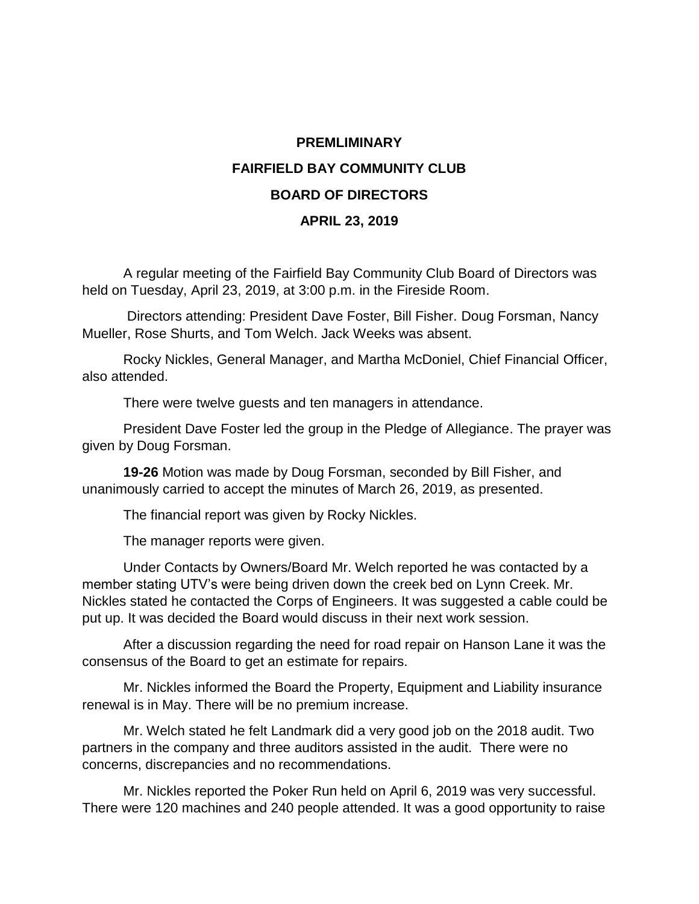**PREMLIMINARY**

**FAIRFIELD BAY COMMUNITY CLUB**

**BOARD OF DIRECTORS**

**APRIL 23, 2019**

A regular meeting of the Fairfield Bay Community Club Board of Directors was held on Tuesday, April 23, 2019, at 3:00 p.m. in the Fireside Room.

Directors attending: President Dave Foster, Bill Fisher. Doug Forsman, Nancy Mueller, Rose Shurts, and Tom Welch. Jack Weeks was absent.

Rocky Nickles, General Manager, and Martha McDoniel, Chief Financial Officer, also attended.

There were twelve guests and ten managers in attendance.

President Dave Foster led the group in the Pledge of Allegiance. The prayer was given by Doug Forsman.

**19-26** Motion was made by Doug Forsman, seconded by Bill Fisher, and unanimously carried to accept the minutes of March 26, 2019, as presented.

The financial report was given by Rocky Nickles.

The manager reports were given.

Under Contacts by Owners/Board Mr. Welch reported he was contacted by a member stating UTV's were being driven down the creek bed on Lynn Creek. Mr. Nickles stated he contacted the Corps of Engineers. It was suggested a cable could be put up. It was decided the Board would discuss in their next work session.

After a discussion regarding the need for road repair on Hanson Lane it was the consensus of the Board to get an estimate for repairs.

Mr. Nickles informed the Board the Property, Equipment and Liability insurance renewal is in May. There will be no premium increase.

Mr. Welch stated he felt Landmark did a very good job on the 2018 audit. Two partners in the company and three auditors assisted in the audit. There were no concerns, discrepancies and no recommendations.

Mr. Nickles reported the Poker Run held on April 6, 2019 was very successful. There were 120 machines and 240 people attended. It was a good opportunity to raise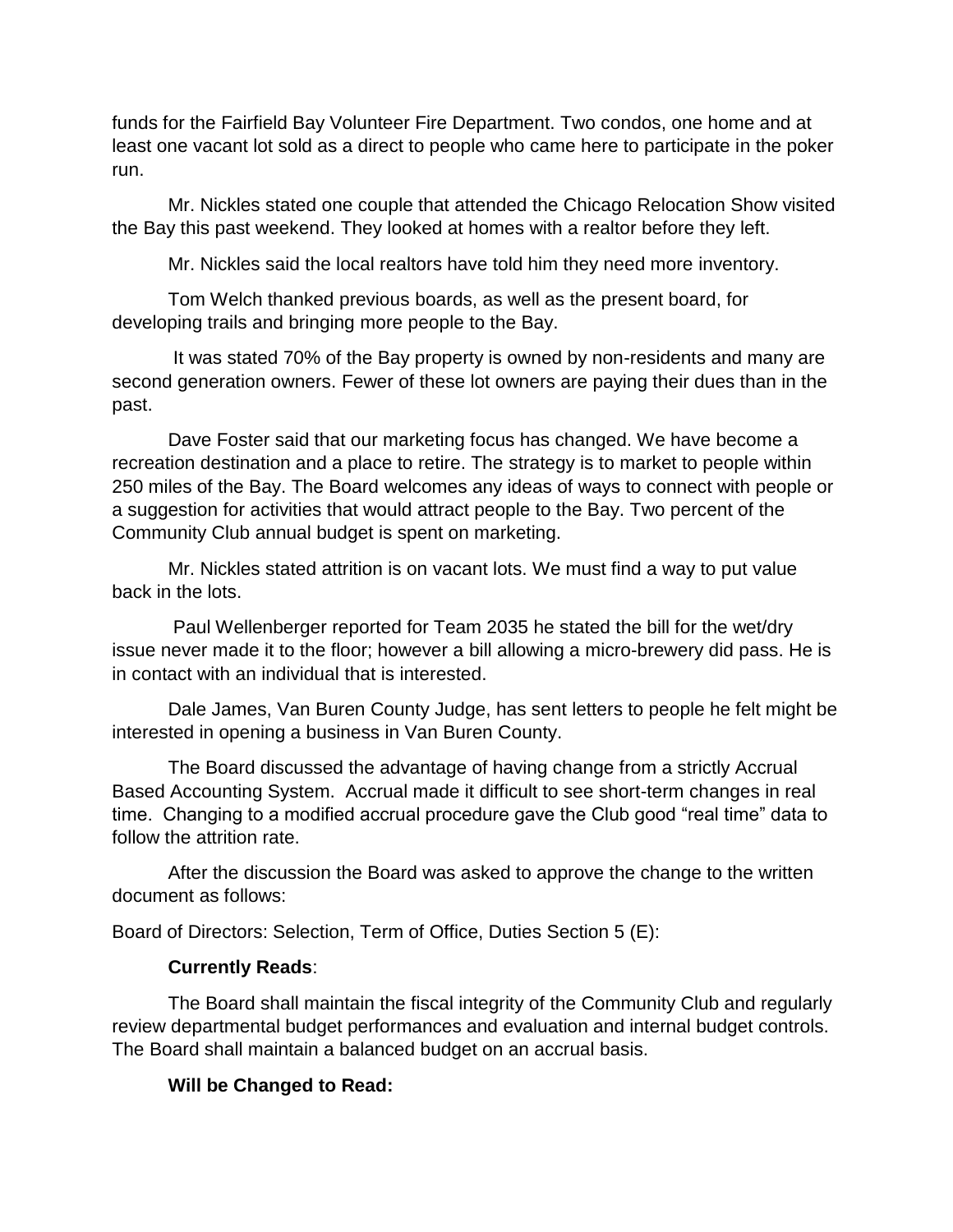funds for the Fairfield Bay Volunteer Fire Department. Two condos, one home and at least one vacant lot sold as a direct to people who came here to participate in the poker run.

Mr. Nickles stated one couple that attended the Chicago Relocation Show visited the Bay this past weekend. They looked at homes with a realtor before they left.

Mr. Nickles said the local realtors have told him they need more inventory.

Tom Welch thanked previous boards, as well as the present board, for developing trails and bringing more people to the Bay.

It was stated 70% of the Bay property is owned by non-residents and many are second generation owners. Fewer of these lot owners are paying their dues than in the past.

Dave Foster said that our marketing focus has changed. We have become a recreation destination and a place to retire. The strategy is to market to people within 250 miles of the Bay. The Board welcomes any ideas of ways to connect with people or a suggestion for activities that would attract people to the Bay. Two percent of the Community Club annual budget is spent on marketing.

Mr. Nickles stated attrition is on vacant lots. We must find a way to put value back in the lots.

Paul Wellenberger reported for Team 2035 he stated the bill for the wet/dry issue never made it to the floor; however a bill allowing a micro-brewery did pass. He is in contact with an individual that is interested.

Dale James, Van Buren County Judge, has sent letters to people he felt might be interested in opening a business in Van Buren County.

The Board discussed the advantage of having change from a strictly Accrual Based Accounting System. Accrual made it difficult to see short-term changes in real time. Changing to a modified accrual procedure gave the Club good "real time" data to follow the attrition rate.

After the discussion the Board was asked to approve the change to the written document as follows:

Board of Directors: Selection, Term of Office, Duties Section 5 (E):

**Currently Reads**:

The Board shall maintain the fiscal integrity of the Community Club and regularly review departmental budget performances and evaluation and internal budget controls. The Board shall maintain a balanced budget on an accrual basis.

**Will be Changed to Read:**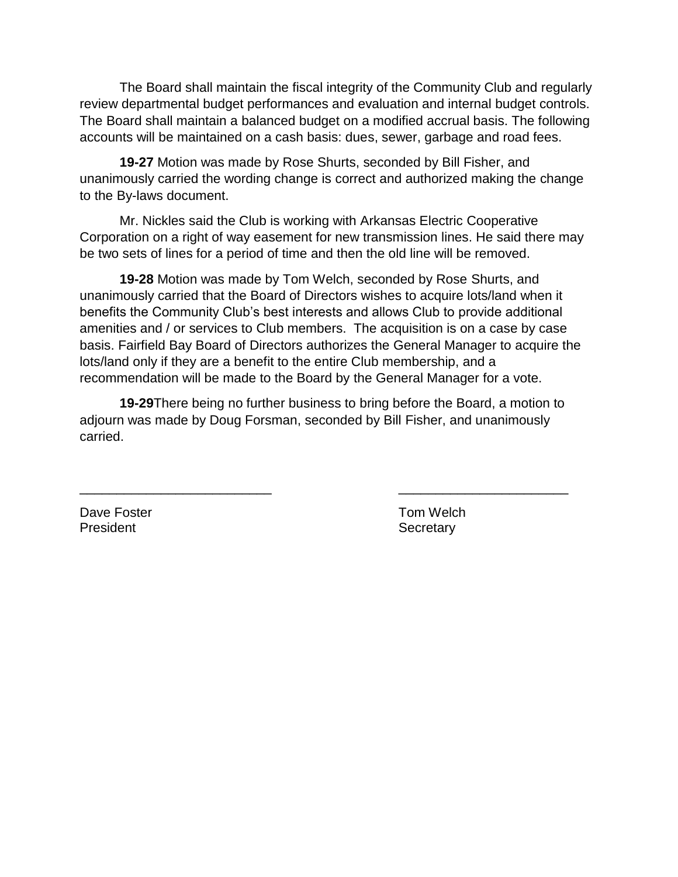The Board shall maintain the fiscal integrity of the Community Club and regularly review departmental budget performances and evaluation and internal budget controls. The Board shall maintain a balanced budget on a modified accrual basis. The following accounts will be maintained on a cash basis: dues, sewer, garbage and road fees.

**19-27** Motion was made by Rose Shurts, seconded by Bill Fisher, and unanimously carried the wording change is correct and authorized making the change to the By-laws document.

Mr. Nickles said the Club is working with Arkansas Electric Cooperative Corporation on a right of way easement for new transmission lines. He said there may be two sets of lines for a period of time and then the old line will be removed.

**19-28** Motion was made by Tom Welch, seconded by Rose Shurts, and unanimously carried that the Board of Directors wishes to acquire lots/land when it benefits the Community Club's best interests and allows Club to provide additional amenities and / or services to Club members. The acquisition is on a case by case basis. Fairfield Bay Board of Directors authorizes the General Manager to acquire the lots/land only if they are a benefit to the entire Club membership, and a recommendation will be made to the Board by the General Manager for a vote.

**19-29**There being no further business to bring before the Board, a motion to adjourn was made by Doug Forsman, seconded by Bill Fisher, and unanimously carried.

\_\_\_\_\_\_\_\_\_\_\_\_\_\_\_\_\_\_\_\_\_\_\_\_\_\_ \_\_\_\_\_\_\_\_\_\_\_\_\_\_\_\_\_\_\_\_\_\_\_\_

Dave Foster
President

Tom Welch
Secretary